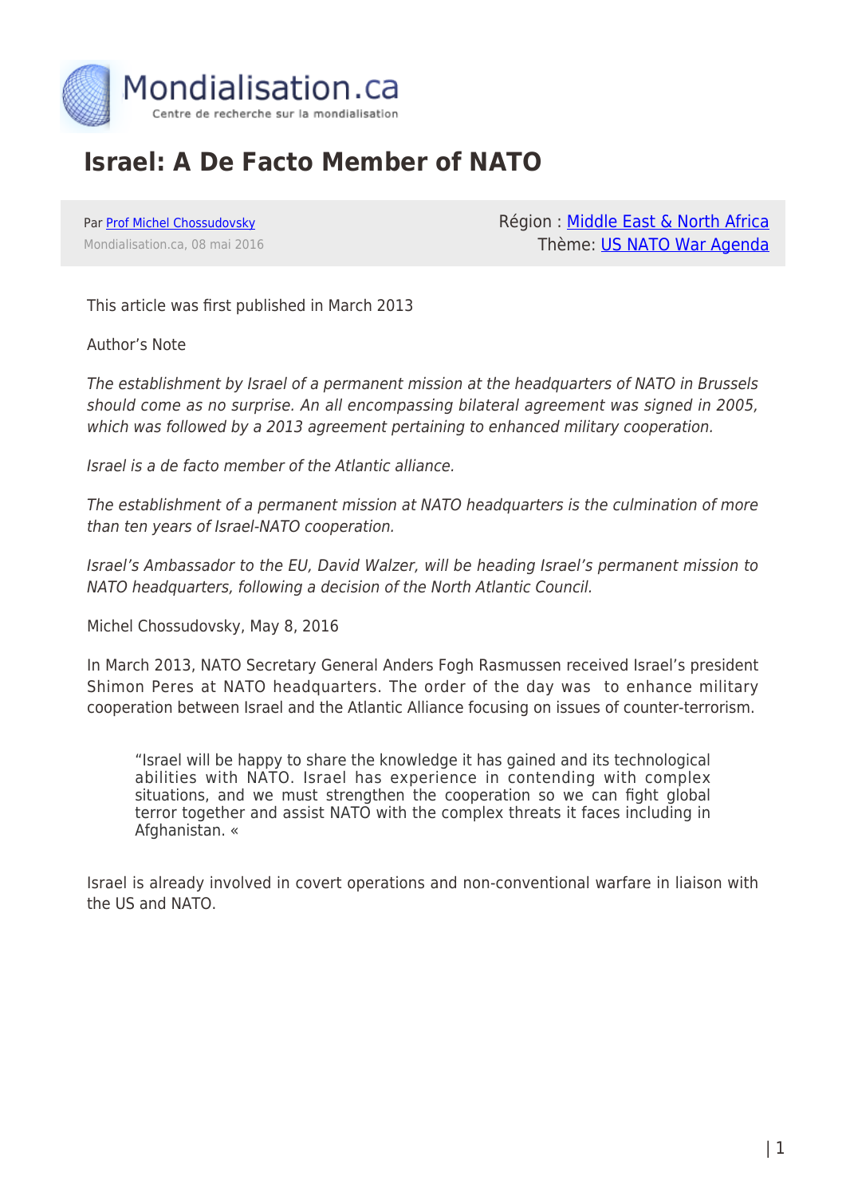Mondialisation.ca

Centre de recherche sur la mondialisation

# Israel: A De Facto Member of NATO

Par Prof Michel Chossudovsky

Mondialisation.ca, 08 mai 2016

Région : Middle East & North Africa

Thème: US NATO War Agenda

This article was first published in March 2013

Author's Note

*The establishment by Israel of a permanent mission at the headquarters of NATO in Brussels should come as no surprise. An all encompassing bilateral agreement was signed in 2005, which was followed by a 2013 agreement pertaining to enhanced military cooperation.*

*Israel is a de facto member of the Atlantic alliance.*

*The establishment of a permanent mission at NATO headquarters is the culmination of more than ten years of Israel-NATO cooperation.*

*Israel's Ambassador to the EU, David Walzer, will be heading Israel's permanent mission to NATO headquarters, following a decision of the North Atlantic Council.*

Michel Chossudovsky, May 8, 2016

In March 2013, NATO Secretary General Anders Fogh Rasmussen received Israel's president Shimon Peres at NATO headquarters. The order of the day was to enhance military cooperation between Israel and the Atlantic Alliance focusing on issues of counter-terrorism.

> "Israel will be happy to share the knowledge it has gained and its technological abilities with NATO. Israel has experience in contending with complex situations, and we must strengthen the cooperation so we can fight global terror together and assist NATO with the complex threats it faces including in Afghanistan. «

Israel is already involved in covert operations and non-conventional warfare in liaison with the US and NATO.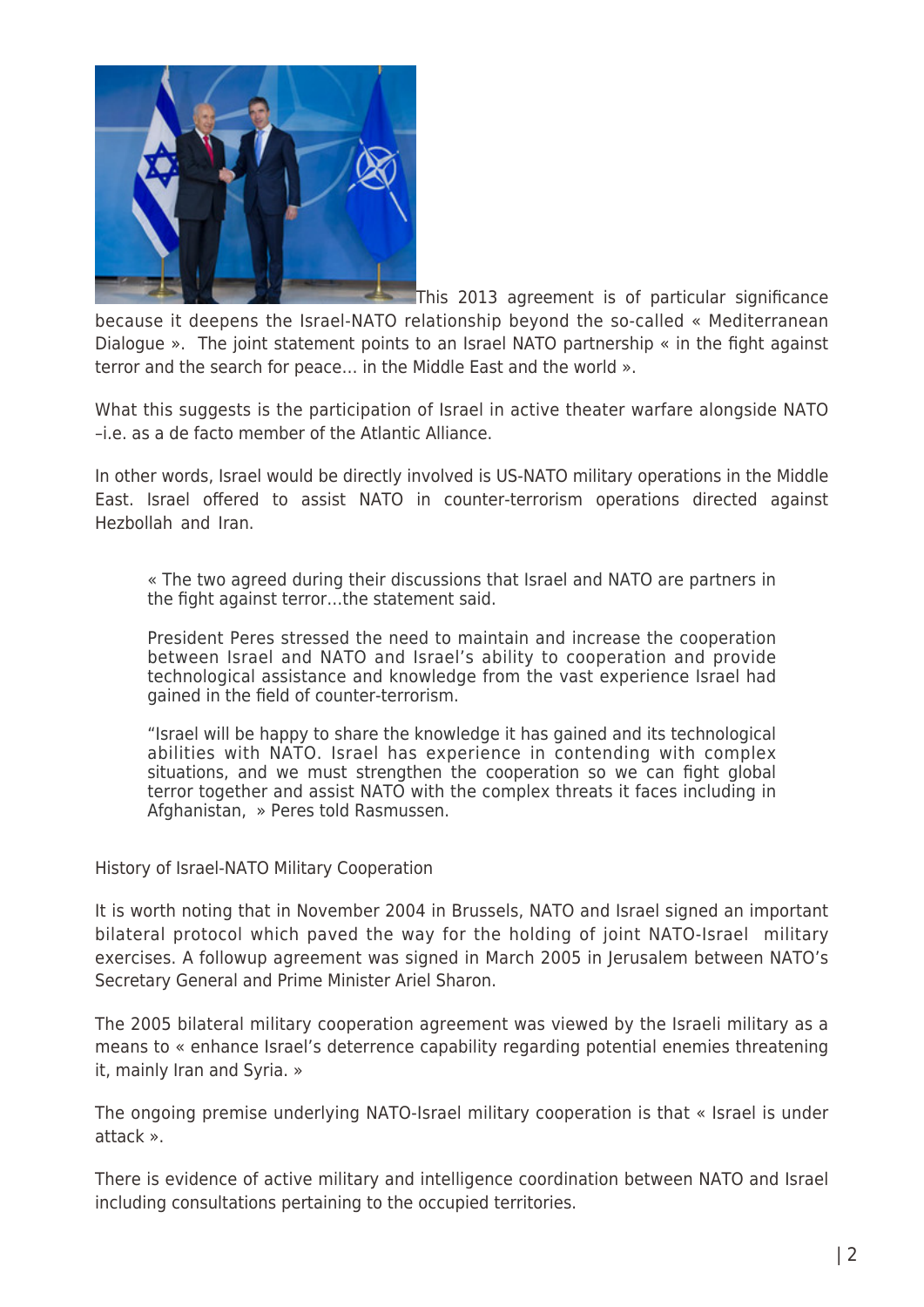This 2013 agreement is of particular significance because it deepens the Israel-NATO relationship beyond the so-called « Mediterranean Dialogue ». The joint statement points to an Israel NATO partnership « in the fight against terror and the search for peace… in the Middle East and the world ».

What this suggests is the participation of Israel in active theater warfare alongside NATO –i.e. as a de facto member of the Atlantic Alliance.

In other words, Israel would be directly involved is US-NATO military operations in the Middle East. Israel offered to assist NATO in counter-terrorism operations directed against Hezbollah and Iran.

> « The two agreed during their discussions that Israel and NATO are partners in the fight against terror…the statement said.
>
> President Peres stressed the need to maintain and increase the cooperation between Israel and NATO and Israel's ability to cooperation and provide technological assistance and knowledge from the vast experience Israel had gained in the field of counter-terrorism.
>
> "Israel will be happy to share the knowledge it has gained and its technological abilities with NATO. Israel has experience in contending with complex situations, and we must strengthen the cooperation so we can fight global terror together and assist NATO with the complex threats it faces including in Afghanistan, » Peres told Rasmussen.

History of Israel-NATO Military Cooperation

It is worth noting that in November 2004 in Brussels, NATO and Israel signed an important bilateral protocol which paved the way for the holding of joint NATO-Israel military exercises. A followup agreement was signed in March 2005 in Jerusalem between NATO's Secretary General and Prime Minister Ariel Sharon.

The 2005 bilateral military cooperation agreement was viewed by the Israeli military as a means to « enhance Israel's deterrence capability regarding potential enemies threatening it, mainly Iran and Syria. »

The ongoing premise underlying NATO-Israel military cooperation is that « Israel is under attack ».

There is evidence of active military and intelligence coordination between NATO and Israel including consultations pertaining to the occupied territories.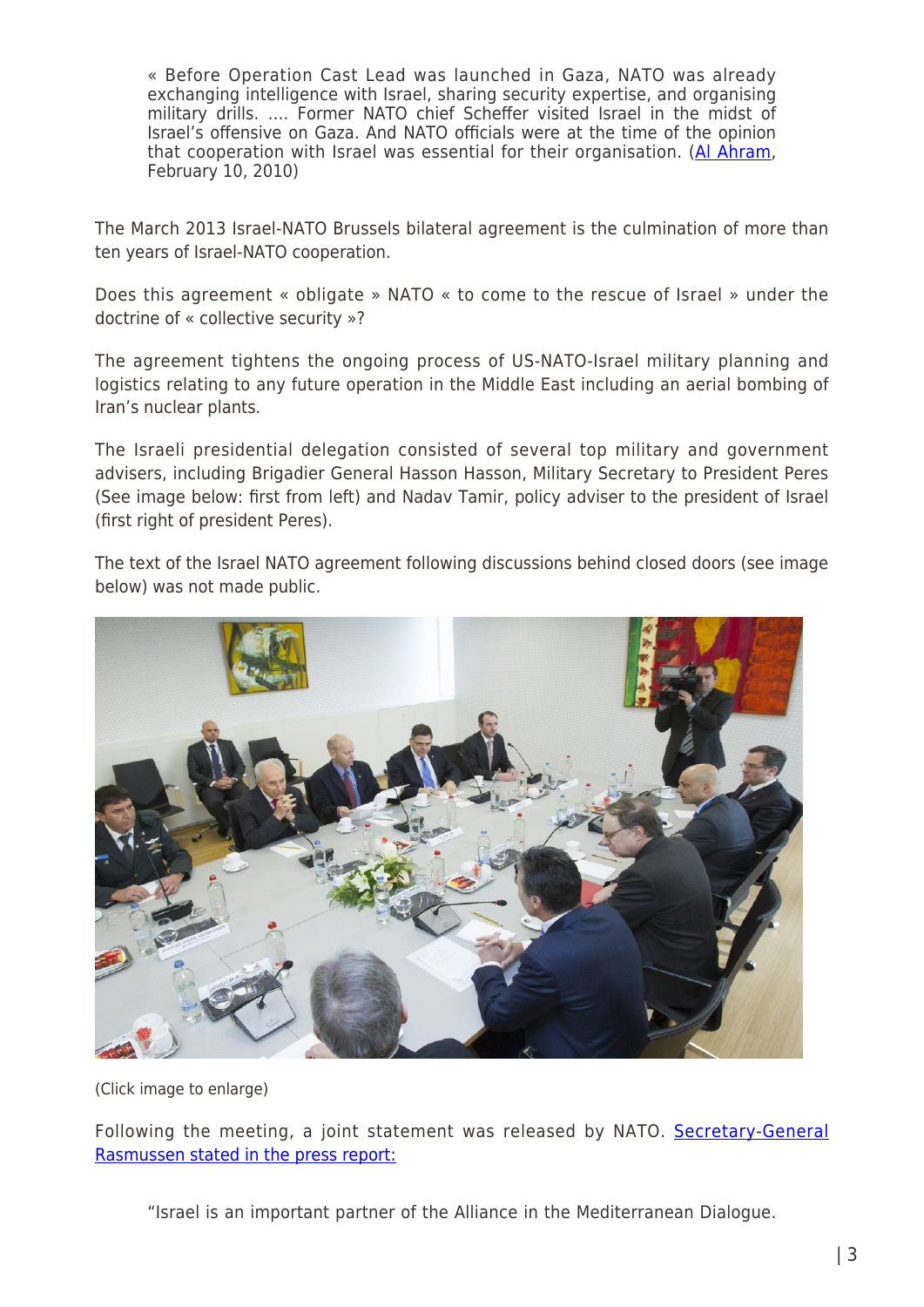> « Before Operation Cast Lead was launched in Gaza, NATO was already exchanging intelligence with Israel, sharing security expertise, and organising military drills. .... Former NATO chief Scheffer visited Israel in the midst of Israel's offensive on Gaza. And NATO officials were at the time of the opinion that cooperation with Israel was essential for their organisation. (Al Ahram, February 10, 2010)

The March 2013 Israel-NATO Brussels bilateral agreement is the culmination of more than ten years of Israel-NATO cooperation.

Does this agreement « obligate » NATO « to come to the rescue of Israel » under the doctrine of « collective security »?

The agreement tightens the ongoing process of US-NATO-Israel military planning and logistics relating to any future operation in the Middle East including an aerial bombing of Iran's nuclear plants.

The Israeli presidential delegation consisted of several top military and government advisers, including Brigadier General Hasson Hasson, Military Secretary to President Peres (See image below: first from left) and Nadav Tamir, policy adviser to the president of Israel (first right of president Peres).

The text of the Israel NATO agreement following discussions behind closed doors (see image below) was not made public.

(Click image to enlarge)

Following the meeting, a joint statement was released by NATO. Secretary-General Rasmussen stated in the press report:

> "Israel is an important partner of the Alliance in the Mediterranean Dialogue.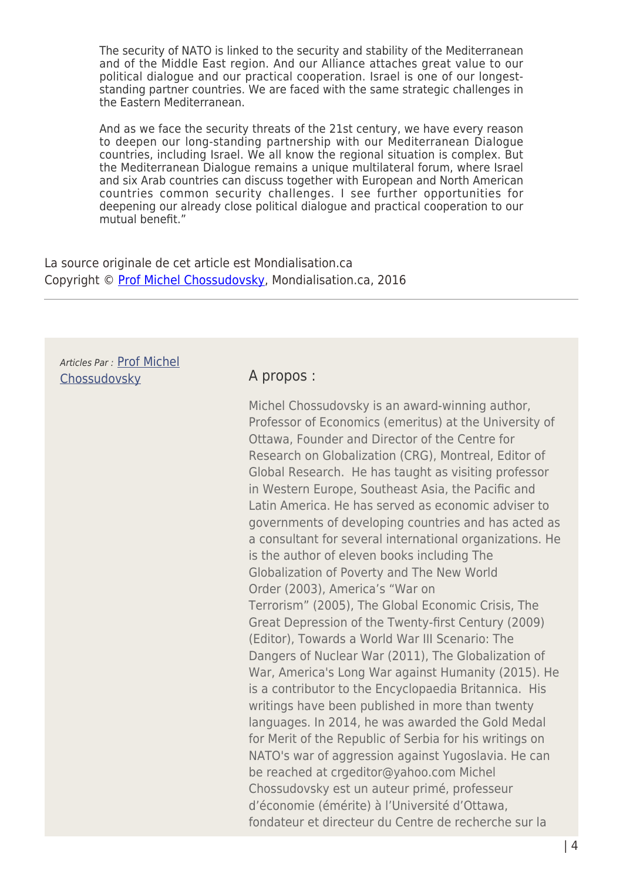> The security of NATO is linked to the security and stability of the Mediterranean and of the Middle East region. And our Alliance attaches great value to our political dialogue and our practical cooperation. Israel is one of our longest-standing partner countries. We are faced with the same strategic challenges in the Eastern Mediterranean.
>
> And as we face the security threats of the 21st century, we have every reason to deepen our long-standing partnership with our Mediterranean Dialogue countries, including Israel. We all know the regional situation is complex. But the Mediterranean Dialogue remains a unique multilateral forum, where Israel and six Arab countries can discuss together with European and North American countries common security challenges. I see further opportunities for deepening our already close political dialogue and practical cooperation to our mutual benefit."

La source originale de cet article est Mondialisation.ca
Copyright © Prof Michel Chossudovsky, Mondialisation.ca, 2016

---

*Articles Par :* Prof Michel Chossudovsky

## A propos :

Michel Chossudovsky is an award-winning author, Professor of Economics (emeritus) at the University of Ottawa, Founder and Director of the Centre for Research on Globalization (CRG), Montreal, Editor of Global Research. He has taught as visiting professor in Western Europe, Southeast Asia, the Pacific and Latin America. He has served as economic adviser to governments of developing countries and has acted as a consultant for several international organizations. He is the author of eleven books including The Globalization of Poverty and The New World Order (2003), America's "War on Terrorism" (2005), The Global Economic Crisis, The Great Depression of the Twenty-first Century (2009) (Editor), Towards a World War III Scenario: The Dangers of Nuclear War (2011), The Globalization of War, America's Long War against Humanity (2015). He is a contributor to the Encyclopaedia Britannica. His writings have been published in more than twenty languages. In 2014, he was awarded the Gold Medal for Merit of the Republic of Serbia for his writings on NATO's war of aggression against Yugoslavia. He can be reached at crgeditor@yahoo.com Michel Chossudovsky est un auteur primé, professeur d'économie (émérite) à l'Université d'Ottawa, fondateur et directeur du Centre de recherche sur la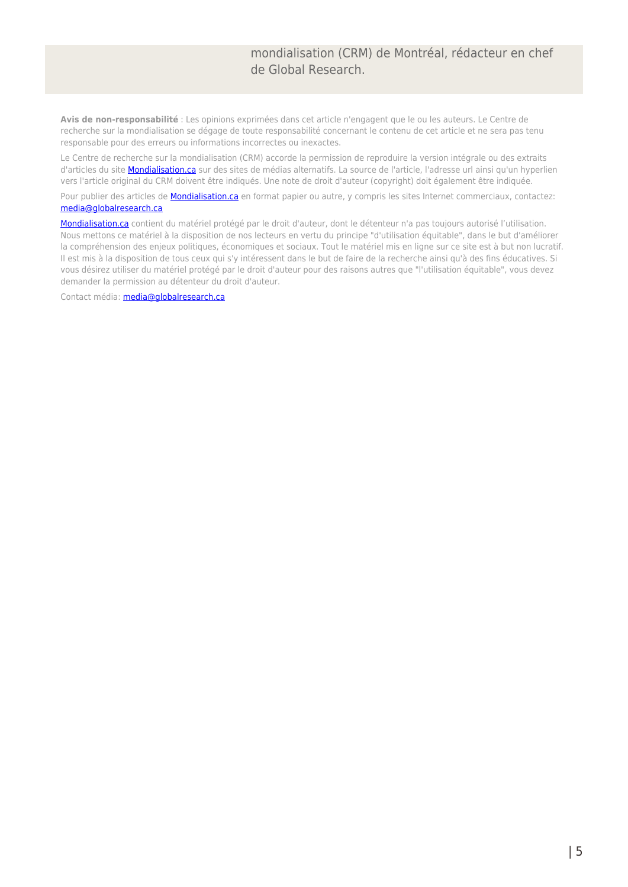mondialisation (CRM) de Montréal, rédacteur en chef de Global Research.

**Avis de non-responsabilité** : Les opinions exprimées dans cet article n'engagent que le ou les auteurs. Le Centre de recherche sur la mondialisation se dégage de toute responsabilité concernant le contenu de cet article et ne sera pas tenu responsable pour des erreurs ou informations incorrectes ou inexactes.

Le Centre de recherche sur la mondialisation (CRM) accorde la permission de reproduire la version intégrale ou des extraits d'articles du site Mondialisation.ca sur des sites de médias alternatifs. La source de l'article, l'adresse url ainsi qu'un hyperlien vers l'article original du CRM doivent être indiqués. Une note de droit d'auteur (copyright) doit également être indiquée.

Pour publier des articles de Mondialisation.ca en format papier ou autre, y compris les sites Internet commerciaux, contactez: media@globalresearch.ca

Mondialisation.ca contient du matériel protégé par le droit d'auteur, dont le détenteur n'a pas toujours autorisé l'utilisation. Nous mettons ce matériel à la disposition de nos lecteurs en vertu du principe "d'utilisation équitable", dans le but d'améliorer la compréhension des enjeux politiques, économiques et sociaux. Tout le matériel mis en ligne sur ce site est à but non lucratif. Il est mis à la disposition de tous ceux qui s'y intéressent dans le but de faire de la recherche ainsi qu'à des fins éducatives. Si vous désirez utiliser du matériel protégé par le droit d'auteur pour des raisons autres que "l'utilisation équitable", vous devez demander la permission au détenteur du droit d'auteur.

Contact média: media@globalresearch.ca